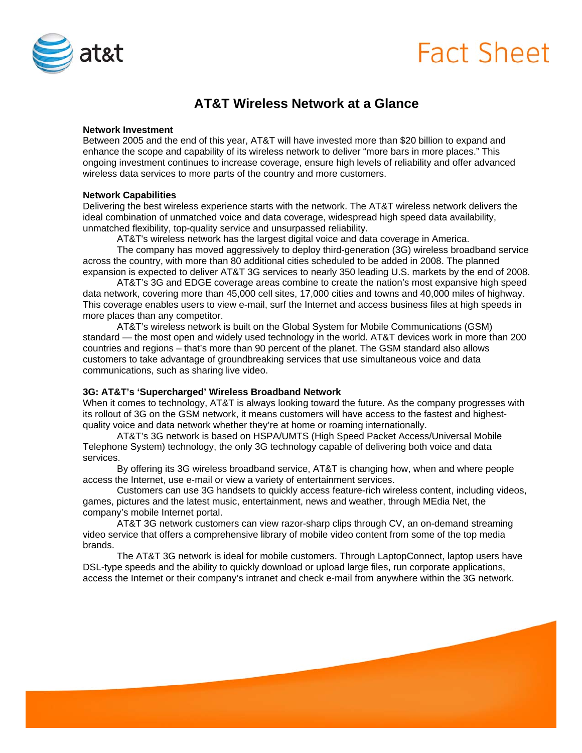Fact Sheet

# AT&T Wireless Network at a Glance

**Network Investment**

Between 2005 and the end of this year, AT&T will have invested more than $20 billion to expand and enhance the scope and capability of its wireless network to deliver "more bars in more places." This ongoing investment continues to increase coverage, ensure high levels of reliability and offer advanced wireless data services to more parts of the country and more customers.

**Network Capabilities**

Delivering the best wireless experience starts with the network. The AT&T wireless network delivers the ideal combination of unmatched voice and data coverage, widespread high speed data availability, unmatched flexibility, top-quality service and unsurpassed reliability.

AT&T's wireless network has the largest digital voice and data coverage in America.

The company has moved aggressively to deploy third-generation (3G) wireless broadband service across the country, with more than 80 additional cities scheduled to be added in 2008. The planned expansion is expected to deliver AT&T 3G services to nearly 350 leading U.S. markets by the end of 2008.

AT&T's 3G and EDGE coverage areas combine to create the nation's most expansive high speed data network, covering more than 45,000 cell sites, 17,000 cities and towns and 40,000 miles of highway. This coverage enables users to view e-mail, surf the Internet and access business files at high speeds in more places than any competitor.

AT&T's wireless network is built on the Global System for Mobile Communications (GSM) standard — the most open and widely used technology in the world. AT&T devices work in more than 200 countries and regions – that's more than 90 percent of the planet. The GSM standard also allows customers to take advantage of groundbreaking services that use simultaneous voice and data communications, such as sharing live video.

**3G: AT&T's 'Supercharged' Wireless Broadband Network**

When it comes to technology, AT&T is always looking toward the future. As the company progresses with its rollout of 3G on the GSM network, it means customers will have access to the fastest and highest-quality voice and data network whether they're at home or roaming internationally.

AT&T's 3G network is based on HSPA/UMTS (High Speed Packet Access/Universal Mobile Telephone System) technology, the only 3G technology capable of delivering both voice and data services.

By offering its 3G wireless broadband service, AT&T is changing how, when and where people access the Internet, use e-mail or view a variety of entertainment services.

Customers can use 3G handsets to quickly access feature-rich wireless content, including videos, games, pictures and the latest music, entertainment, news and weather, through MEdia Net, the company's mobile Internet portal.

AT&T 3G network customers can view razor-sharp clips through CV, an on-demand streaming video service that offers a comprehensive library of mobile video content from some of the top media brands.

The AT&T 3G network is ideal for mobile customers. Through LaptopConnect, laptop users have DSL-type speeds and the ability to quickly download or upload large files, run corporate applications, access the Internet or their company's intranet and check e-mail from anywhere within the 3G network.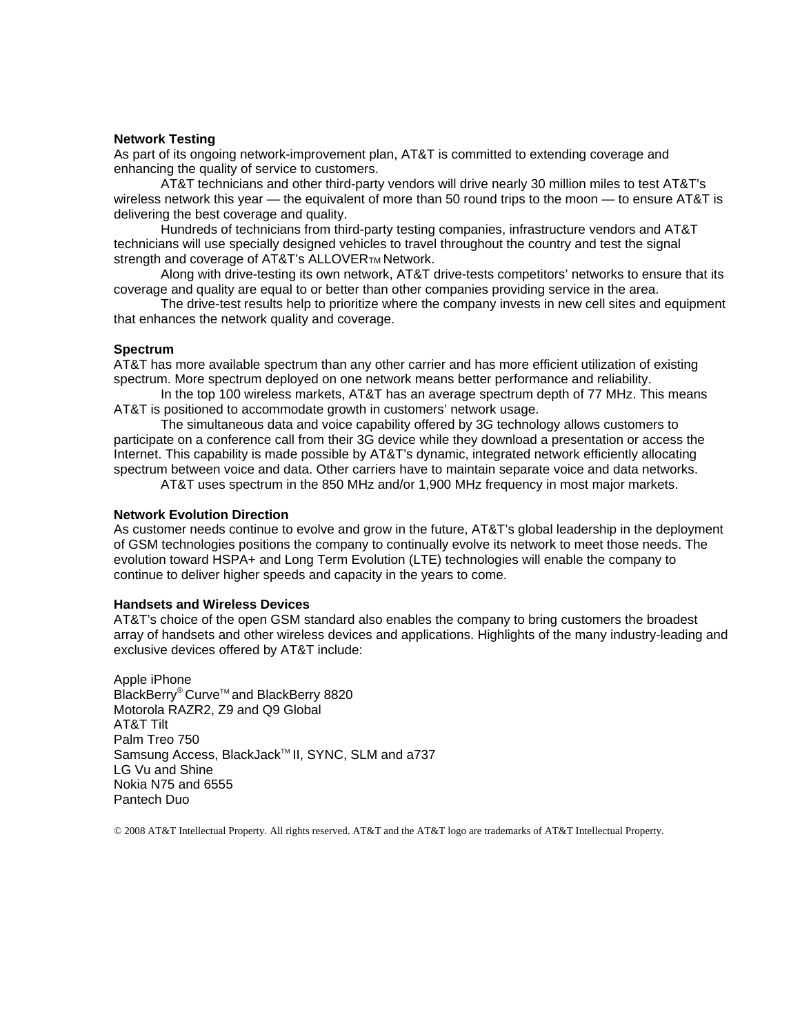**Network Testing**

As part of its ongoing network-improvement plan, AT&T is committed to extending coverage and enhancing the quality of service to customers.

AT&T technicians and other third-party vendors will drive nearly 30 million miles to test AT&T's wireless network this year — the equivalent of more than 50 round trips to the moon — to ensure AT&T is delivering the best coverage and quality.

Hundreds of technicians from third-party testing companies, infrastructure vendors and AT&T technicians will use specially designed vehicles to travel throughout the country and test the signal strength and coverage of AT&T's ALLOVER™ Network.

Along with drive-testing its own network, AT&T drive-tests competitors' networks to ensure that its coverage and quality are equal to or better than other companies providing service in the area.

The drive-test results help to prioritize where the company invests in new cell sites and equipment that enhances the network quality and coverage.

**Spectrum**

AT&T has more available spectrum than any other carrier and has more efficient utilization of existing spectrum. More spectrum deployed on one network means better performance and reliability.

In the top 100 wireless markets, AT&T has an average spectrum depth of 77 MHz. This means AT&T is positioned to accommodate growth in customers' network usage.

The simultaneous data and voice capability offered by 3G technology allows customers to participate on a conference call from their 3G device while they download a presentation or access the Internet. This capability is made possible by AT&T's dynamic, integrated network efficiently allocating spectrum between voice and data. Other carriers have to maintain separate voice and data networks.

AT&T uses spectrum in the 850 MHz and/or 1,900 MHz frequency in most major markets.

**Network Evolution Direction**

As customer needs continue to evolve and grow in the future, AT&T's global leadership in the deployment of GSM technologies positions the company to continually evolve its network to meet those needs. The evolution toward HSPA+ and Long Term Evolution (LTE) technologies will enable the company to continue to deliver higher speeds and capacity in the years to come.

**Handsets and Wireless Devices**

AT&T's choice of the open GSM standard also enables the company to bring customers the broadest array of handsets and other wireless devices and applications. Highlights of the many industry-leading and exclusive devices offered by AT&T include:

Apple iPhone
BlackBerry® Curve™ and BlackBerry 8820
Motorola RAZR2, Z9 and Q9 Global
AT&T Tilt
Palm Treo 750
Samsung Access, BlackJack™ II, SYNC, SLM and a737
LG Vu and Shine
Nokia N75 and 6555
Pantech Duo

© 2008 AT&T Intellectual Property. All rights reserved. AT&T and the AT&T logo are trademarks of AT&T Intellectual Property.